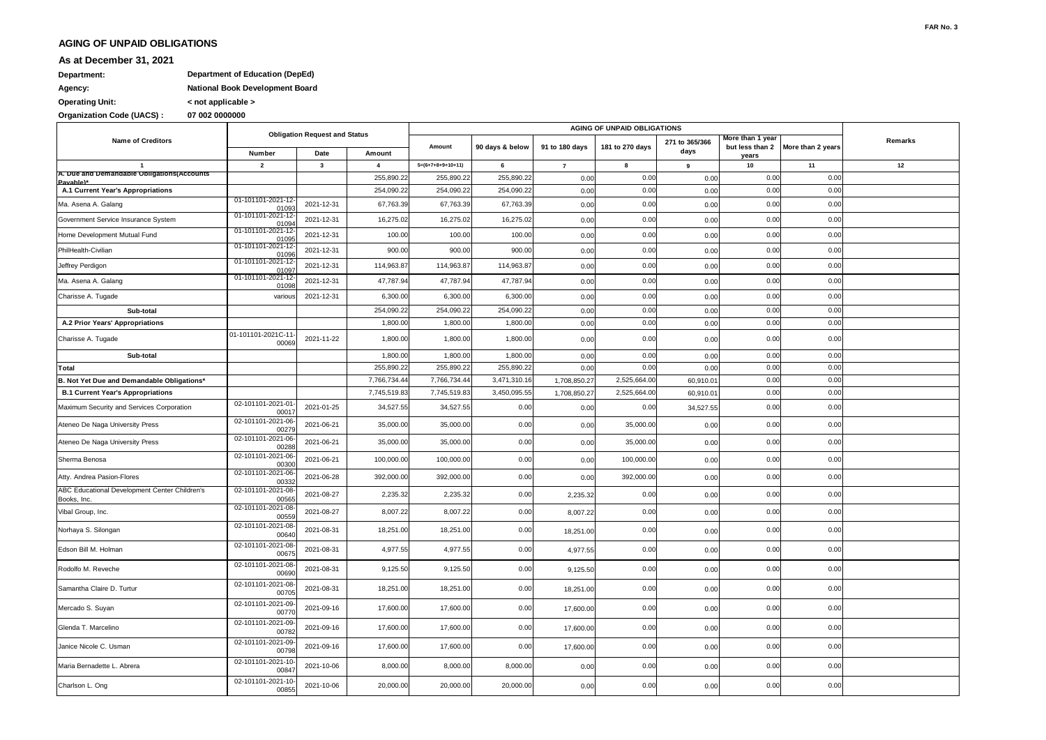FAR No. 3

# AGING OF UNPAID OBLIGATIONS

## As at December 31, 2021

**Department:** Department of Education (DepEd)

**Agency:** National Book Development Board

**Operating Unit:** < not applicable >

**Organization Code (UACS) :** 07 002 0000000

| Name of Creditors | Obligation Request and Status | | | AGING OF UNPAID OBLIGATIONS | | | | | | | Remarks |
|---|---|---|---|---|---|---|---|---|---|---|---|
| | Number | Date | Amount | Amount | 90 days & below | 91 to 180 days | 181 to 270 days | 271 to 365/366 days | More than 1 year but less than 2 years | More than 2 years | |
| 1 | 2 | 3 | 4 | 5=(6+7+8+9+10+11) | 6 | 7 | 8 | 9 | 10 | 11 | 12 |
| A. Due and Demandable Obligations(Accounts Payable)* | | | 255,890.22 | 255,890.22 | 255,890.22 | 0.00 | 0.00 | 0.00 | 0.00 | 0.00 | |
| A.1 Current Year's Appropriations | | | 254,090.22 | 254,090.22 | 254,090.22 | 0.00 | 0.00 | 0.00 | 0.00 | 0.00 | |
| Ma. Asena A. Galang | 01-101101-2021-12-01093 | 2021-12-31 | 67,763.39 | 67,763.39 | 67,763.39 | 0.00 | 0.00 | 0.00 | 0.00 | 0.00 | |
| Government Service Insurance System | 01-101101-2021-12-01094 | 2021-12-31 | 16,275.02 | 16,275.02 | 16,275.02 | 0.00 | 0.00 | 0.00 | 0.00 | 0.00 | |
| Home Development Mutual Fund | 01-101101-2021-12-01095 | 2021-12-31 | 100.00 | 100.00 | 100.00 | 0.00 | 0.00 | 0.00 | 0.00 | 0.00 | |
| PhilHealth-Civilian | 01-101101-2021-12-01096 | 2021-12-31 | 900.00 | 900.00 | 900.00 | 0.00 | 0.00 | 0.00 | 0.00 | 0.00 | |
| Jeffrey Perdigon | 01-101101-2021-12-01097 | 2021-12-31 | 114,963.87 | 114,963.87 | 114,963.87 | 0.00 | 0.00 | 0.00 | 0.00 | 0.00 | |
| Ma. Asena A. Galang | 01-101101-2021-12-01098 | 2021-12-31 | 47,787.94 | 47,787.94 | 47,787.94 | 0.00 | 0.00 | 0.00 | 0.00 | 0.00 | |
| Charisse A. Tugade | various | 2021-12-31 | 6,300.00 | 6,300.00 | 6,300.00 | 0.00 | 0.00 | 0.00 | 0.00 | 0.00 | |
| **Sub-total** | | | 254,090.22 | 254,090.22 | 254,090.22 | 0.00 | 0.00 | 0.00 | 0.00 | 0.00 | |
| **A.2 Prior Years' Appropriations** | | | 1,800.00 | 1,800.00 | 1,800.00 | 0.00 | 0.00 | 0.00 | 0.00 | 0.00 | |
| Charisse A. Tugade | 01-101101-2021C-11-00069 | 2021-11-22 | 1,800.00 | 1,800.00 | 1,800.00 | 0.00 | 0.00 | 0.00 | 0.00 | 0.00 | |
| **Sub-total** | | | 1,800.00 | 1,800.00 | 1,800.00 | 0.00 | 0.00 | 0.00 | 0.00 | 0.00 | |
| **Total** | | | 255,890.22 | 255,890.22 | 255,890.22 | 0.00 | 0.00 | 0.00 | 0.00 | 0.00 | |
| **B. Not Yet Due and Demandable Obligations*** | | | 7,766,734.44 | 7,766,734.44 | 3,471,310.16 | 1,708,850.27 | 2,525,664.00 | 60,910.01 | 0.00 | 0.00 | |
| **B.1 Current Year's Appropriations** | | | 7,745,519.83 | 7,745,519.83 | 3,450,095.55 | 1,708,850.27 | 2,525,664.00 | 60,910.01 | 0.00 | 0.00 | |
| Maximum Security and Services Corporation | 02-101101-2021-01-00017 | 2021-01-25 | 34,527.55 | 34,527.55 | 0.00 | 0.00 | 0.00 | 34,527.55 | 0.00 | 0.00 | |
| Ateneo De Naga University Press | 02-101101-2021-06-00279 | 2021-06-21 | 35,000.00 | 35,000.00 | 0.00 | 0.00 | 35,000.00 | 0.00 | 0.00 | 0.00 | |
| Ateneo De Naga University Press | 02-101101-2021-06-00288 | 2021-06-21 | 35,000.00 | 35,000.00 | 0.00 | 0.00 | 35,000.00 | 0.00 | 0.00 | 0.00 | |
| Sherma Benosa | 02-101101-2021-06-00300 | 2021-06-21 | 100,000.00 | 100,000.00 | 0.00 | 0.00 | 100,000.00 | 0.00 | 0.00 | 0.00 | |
| Atty. Andrea Pasion-Flores | 02-101101-2021-06-00332 | 2021-06-28 | 392,000.00 | 392,000.00 | 0.00 | 0.00 | 392,000.00 | 0.00 | 0.00 | 0.00 | |
| ABC Educational Development Center Children's Books, Inc. | 02-101101-2021-08-00565 | 2021-08-27 | 2,235.32 | 2,235.32 | 0.00 | 2,235.32 | 0.00 | 0.00 | 0.00 | 0.00 | |
| Vibal Group, Inc. | 02-101101-2021-08-00559 | 2021-08-27 | 8,007.22 | 8,007.22 | 0.00 | 8,007.22 | 0.00 | 0.00 | 0.00 | 0.00 | |
| Norhaya S. Silongan | 02-101101-2021-08-00640 | 2021-08-31 | 18,251.00 | 18,251.00 | 0.00 | 18,251.00 | 0.00 | 0.00 | 0.00 | 0.00 | |
| Edson Bill M. Holman | 02-101101-2021-08-00675 | 2021-08-31 | 4,977.55 | 4,977.55 | 0.00 | 4,977.55 | 0.00 | 0.00 | 0.00 | 0.00 | |
| Rodolfo M. Reveche | 02-101101-2021-08-00690 | 2021-08-31 | 9,125.50 | 9,125.50 | 0.00 | 9,125.50 | 0.00 | 0.00 | 0.00 | 0.00 | |
| Samantha Claire D. Turtur | 02-101101-2021-08-00705 | 2021-08-31 | 18,251.00 | 18,251.00 | 0.00 | 18,251.00 | 0.00 | 0.00 | 0.00 | 0.00 | |
| Mercado S. Suyan | 02-101101-2021-09-00770 | 2021-09-16 | 17,600.00 | 17,600.00 | 0.00 | 17,600.00 | 0.00 | 0.00 | 0.00 | 0.00 | |
| Glenda T. Marcelino | 02-101101-2021-09-00782 | 2021-09-16 | 17,600.00 | 17,600.00 | 0.00 | 17,600.00 | 0.00 | 0.00 | 0.00 | 0.00 | |
| Janice Nicole C. Usman | 02-101101-2021-09-00798 | 2021-09-16 | 17,600.00 | 17,600.00 | 0.00 | 17,600.00 | 0.00 | 0.00 | 0.00 | 0.00 | |
| Maria Bernadette L. Abrera | 02-101101-2021-10-00847 | 2021-10-06 | 8,000.00 | 8,000.00 | 8,000.00 | 0.00 | 0.00 | 0.00 | 0.00 | 0.00 | |
| Charlson L. Ong | 02-101101-2021-10-00855 | 2021-10-06 | 20,000.00 | 20,000.00 | 20,000.00 | 0.00 | 0.00 | 0.00 | 0.00 | 0.00 | |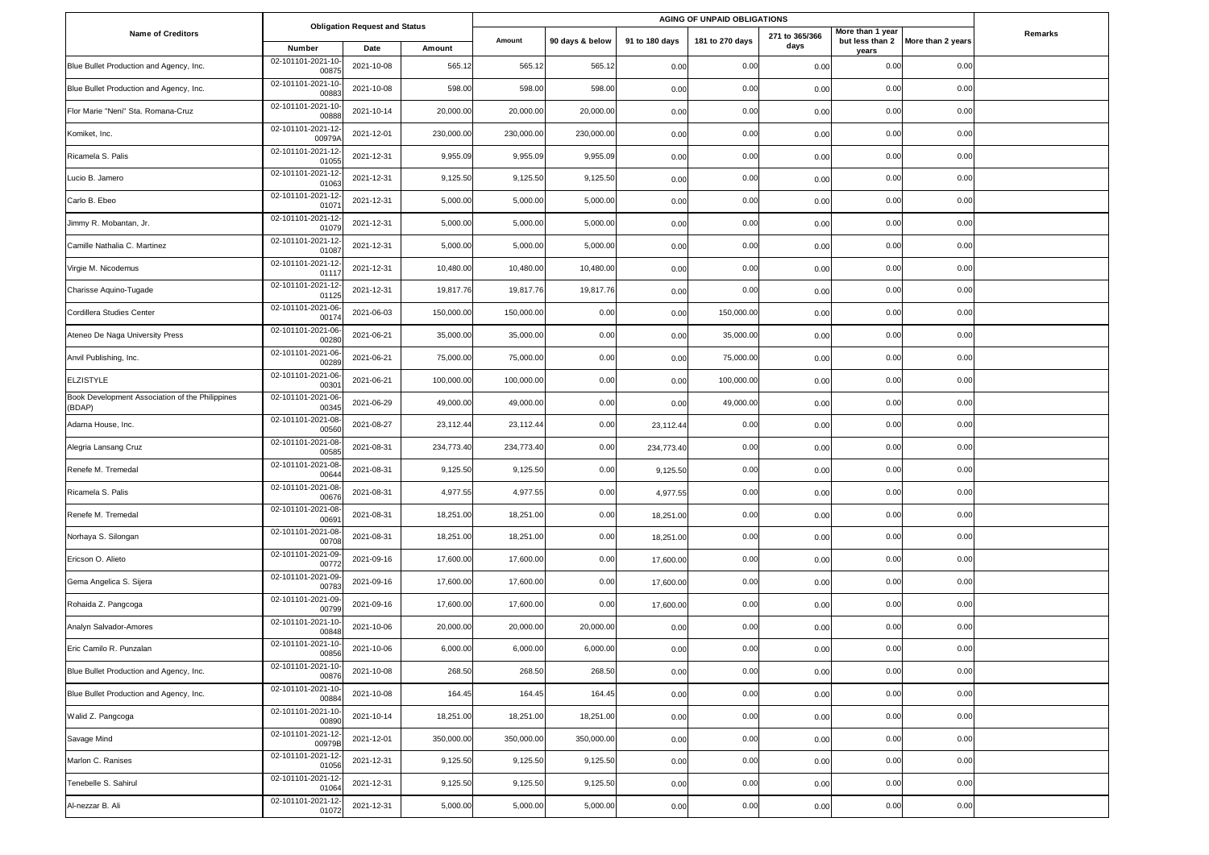| Name of Creditors | Obligation Request and Status | | | AGING OF UNPAID OBLIGATIONS | | | | | | | Remarks |
|---|---|---|---|---|---|---|---|---|---|---|---|
| | Number | Date | Amount | Amount | 90 days & below | 91 to 180 days | 181 to 270 days | 271 to 365/366 days | More than 1 year but less than 2 years | More than 2 years | |
| Blue Bullet Production and Agency, Inc. | 02-101101-2021-10-00875 | 2021-10-08 | 565.12 | 565.12 | 565.12 | 0.00 | 0.00 | 0.00 | 0.00 | 0.00 | |
| Blue Bullet Production and Agency, Inc. | 02-101101-2021-10-00883 | 2021-10-08 | 598.00 | 598.00 | 598.00 | 0.00 | 0.00 | 0.00 | 0.00 | 0.00 | |
| Flor Marie "Neni" Sta. Romana-Cruz | 02-101101-2021-10-00888 | 2021-10-14 | 20,000.00 | 20,000.00 | 20,000.00 | 0.00 | 0.00 | 0.00 | 0.00 | 0.00 | |
| Komiket, Inc. | 02-101101-2021-12-00979A | 2021-12-01 | 230,000.00 | 230,000.00 | 230,000.00 | 0.00 | 0.00 | 0.00 | 0.00 | 0.00 | |
| Ricamela S. Palis | 02-101101-2021-12-01055 | 2021-12-31 | 9,955.09 | 9,955.09 | 9,955.09 | 0.00 | 0.00 | 0.00 | 0.00 | 0.00 | |
| Lucio B. Jamero | 02-101101-2021-12-01063 | 2021-12-31 | 9,125.50 | 9,125.50 | 9,125.50 | 0.00 | 0.00 | 0.00 | 0.00 | 0.00 | |
| Carlo B. Ebeo | 02-101101-2021-12-01071 | 2021-12-31 | 5,000.00 | 5,000.00 | 5,000.00 | 0.00 | 0.00 | 0.00 | 0.00 | 0.00 | |
| Jimmy R. Mobantan, Jr. | 02-101101-2021-12-01079 | 2021-12-31 | 5,000.00 | 5,000.00 | 5,000.00 | 0.00 | 0.00 | 0.00 | 0.00 | 0.00 | |
| Camille Nathalia C. Martinez | 02-101101-2021-12-01087 | 2021-12-31 | 5,000.00 | 5,000.00 | 5,000.00 | 0.00 | 0.00 | 0.00 | 0.00 | 0.00 | |
| Virgie M. Nicodemus | 02-101101-2021-12-01117 | 2021-12-31 | 10,480.00 | 10,480.00 | 10,480.00 | 0.00 | 0.00 | 0.00 | 0.00 | 0.00 | |
| Charisse Aquino-Tugade | 02-101101-2021-12-01125 | 2021-12-31 | 19,817.76 | 19,817.76 | 19,817.76 | 0.00 | 0.00 | 0.00 | 0.00 | 0.00 | |
| Cordillera Studies Center | 02-101101-2021-06-00174 | 2021-06-03 | 150,000.00 | 150,000.00 | 0.00 | 0.00 | 150,000.00 | 0.00 | 0.00 | 0.00 | |
| Ateneo De Naga University Press | 02-101101-2021-06-00280 | 2021-06-21 | 35,000.00 | 35,000.00 | 0.00 | 0.00 | 35,000.00 | 0.00 | 0.00 | 0.00 | |
| Anvil Publishing, Inc. | 02-101101-2021-06-00289 | 2021-06-21 | 75,000.00 | 75,000.00 | 0.00 | 0.00 | 75,000.00 | 0.00 | 0.00 | 0.00 | |
| ELZISTYLE | 02-101101-2021-06-00301 | 2021-06-21 | 100,000.00 | 100,000.00 | 0.00 | 0.00 | 100,000.00 | 0.00 | 0.00 | 0.00 | |
| Book Development Association of the Philippines (BDAP) | 02-101101-2021-06-00345 | 2021-06-29 | 49,000.00 | 49,000.00 | 0.00 | 0.00 | 49,000.00 | 0.00 | 0.00 | 0.00 | |
| Adarna House, Inc. | 02-101101-2021-08-00560 | 2021-08-27 | 23,112.44 | 23,112.44 | 0.00 | 23,112.44 | 0.00 | 0.00 | 0.00 | 0.00 | |
| Alegria Lansang Cruz | 02-101101-2021-08-00585 | 2021-08-31 | 234,773.40 | 234,773.40 | 0.00 | 234,773.40 | 0.00 | 0.00 | 0.00 | 0.00 | |
| Renefe M. Tremedal | 02-101101-2021-08-00644 | 2021-08-31 | 9,125.50 | 9,125.50 | 0.00 | 9,125.50 | 0.00 | 0.00 | 0.00 | 0.00 | |
| Ricamela S. Palis | 02-101101-2021-08-00676 | 2021-08-31 | 4,977.55 | 4,977.55 | 0.00 | 4,977.55 | 0.00 | 0.00 | 0.00 | 0.00 | |
| Renefe M. Tremedal | 02-101101-2021-08-00691 | 2021-08-31 | 18,251.00 | 18,251.00 | 0.00 | 18,251.00 | 0.00 | 0.00 | 0.00 | 0.00 | |
| Norhaya S. Silongan | 02-101101-2021-08-00708 | 2021-08-31 | 18,251.00 | 18,251.00 | 0.00 | 18,251.00 | 0.00 | 0.00 | 0.00 | 0.00 | |
| Ericson O. Alieto | 02-101101-2021-09-00772 | 2021-09-16 | 17,600.00 | 17,600.00 | 0.00 | 17,600.00 | 0.00 | 0.00 | 0.00 | 0.00 | |
| Gema Angelica S. Sijera | 02-101101-2021-09-00783 | 2021-09-16 | 17,600.00 | 17,600.00 | 0.00 | 17,600.00 | 0.00 | 0.00 | 0.00 | 0.00 | |
| Rohaida Z. Pangcoga | 02-101101-2021-09-00799 | 2021-09-16 | 17,600.00 | 17,600.00 | 0.00 | 17,600.00 | 0.00 | 0.00 | 0.00 | 0.00 | |
| Analyn Salvador-Amores | 02-101101-2021-10-00848 | 2021-10-06 | 20,000.00 | 20,000.00 | 20,000.00 | 0.00 | 0.00 | 0.00 | 0.00 | 0.00 | |
| Eric Camilo R. Punzalan | 02-101101-2021-10-00856 | 2021-10-06 | 6,000.00 | 6,000.00 | 6,000.00 | 0.00 | 0.00 | 0.00 | 0.00 | 0.00 | |
| Blue Bullet Production and Agency, Inc. | 02-101101-2021-10-00876 | 2021-10-08 | 268.50 | 268.50 | 268.50 | 0.00 | 0.00 | 0.00 | 0.00 | 0.00 | |
| Blue Bullet Production and Agency, Inc. | 02-101101-2021-10-00884 | 2021-10-08 | 164.45 | 164.45 | 164.45 | 0.00 | 0.00 | 0.00 | 0.00 | 0.00 | |
| Walid Z. Pangcoga | 02-101101-2021-10-00890 | 2021-10-14 | 18,251.00 | 18,251.00 | 18,251.00 | 0.00 | 0.00 | 0.00 | 0.00 | 0.00 | |
| Savage Mind | 02-101101-2021-12-00979B | 2021-12-01 | 350,000.00 | 350,000.00 | 350,000.00 | 0.00 | 0.00 | 0.00 | 0.00 | 0.00 | |
| Marlon C. Ranises | 02-101101-2021-12-01056 | 2021-12-31 | 9,125.50 | 9,125.50 | 9,125.50 | 0.00 | 0.00 | 0.00 | 0.00 | 0.00 | |
| Tenebelle S. Sahirul | 02-101101-2021-12-01064 | 2021-12-31 | 9,125.50 | 9,125.50 | 9,125.50 | 0.00 | 0.00 | 0.00 | 0.00 | 0.00 | |
| Al-nezzar B. Ali | 02-101101-2021-12-01072 | 2021-12-31 | 5,000.00 | 5,000.00 | 5,000.00 | 0.00 | 0.00 | 0.00 | 0.00 | 0.00 | |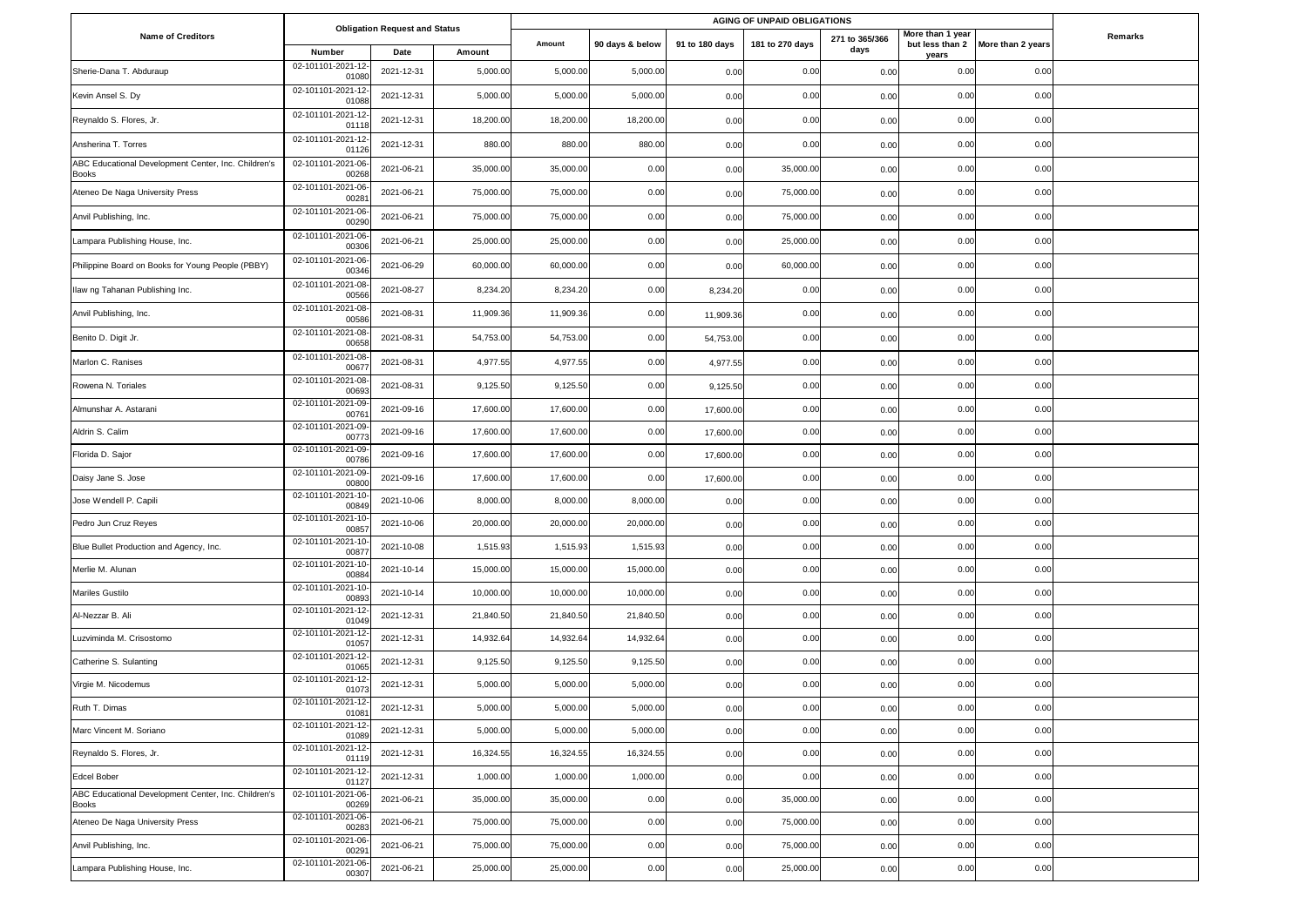| Name of Creditors | Obligation Request and Status | | | AGING OF UNPAID OBLIGATIONS | | | | | | | Remarks |
|---|---|---|---|---|---|---|---|---|---|---|---|
| | Number | Date | Amount | Amount | 90 days & below | 91 to 180 days | 181 to 270 days | 271 to 365/366 days | More than 1 year but less than 2 years | More than 2 years | |
| Sherie-Dana T. Abduraup | 02-101101-2021-12-01080 | 2021-12-31 | 5,000.00 | 5,000.00 | 5,000.00 | 0.00 | 0.00 | 0.00 | 0.00 | 0.00 | |
| Kevin Ansel S. Dy | 02-101101-2021-12-01088 | 2021-12-31 | 5,000.00 | 5,000.00 | 5,000.00 | 0.00 | 0.00 | 0.00 | 0.00 | 0.00 | |
| Reynaldo S. Flores, Jr. | 02-101101-2021-12-01118 | 2021-12-31 | 18,200.00 | 18,200.00 | 18,200.00 | 0.00 | 0.00 | 0.00 | 0.00 | 0.00 | |
| Ansherina T. Torres | 02-101101-2021-12-01126 | 2021-12-31 | 880.00 | 880.00 | 880.00 | 0.00 | 0.00 | 0.00 | 0.00 | 0.00 | |
| ABC Educational Development Center, Inc. Children's Books | 02-101101-2021-06-00268 | 2021-06-21 | 35,000.00 | 35,000.00 | 0.00 | 0.00 | 35,000.00 | 0.00 | 0.00 | 0.00 | |
| Ateneo De Naga University Press | 02-101101-2021-06-00281 | 2021-06-21 | 75,000.00 | 75,000.00 | 0.00 | 0.00 | 75,000.00 | 0.00 | 0.00 | 0.00 | |
| Anvil Publishing, Inc. | 02-101101-2021-06-00290 | 2021-06-21 | 75,000.00 | 75,000.00 | 0.00 | 0.00 | 75,000.00 | 0.00 | 0.00 | 0.00 | |
| Lampara Publishing House, Inc. | 02-101101-2021-06-00306 | 2021-06-21 | 25,000.00 | 25,000.00 | 0.00 | 0.00 | 25,000.00 | 0.00 | 0.00 | 0.00 | |
| Philippine Board on Books for Young People (PBBY) | 02-101101-2021-06-00346 | 2021-06-29 | 60,000.00 | 60,000.00 | 0.00 | 0.00 | 60,000.00 | 0.00 | 0.00 | 0.00 | |
| Ilaw ng Tahanan Publishing Inc. | 02-101101-2021-08-00566 | 2021-08-27 | 8,234.20 | 8,234.20 | 0.00 | 8,234.20 | 0.00 | 0.00 | 0.00 | 0.00 | |
| Anvil Publishing, Inc. | 02-101101-2021-08-00586 | 2021-08-31 | 11,909.36 | 11,909.36 | 0.00 | 11,909.36 | 0.00 | 0.00 | 0.00 | 0.00 | |
| Benito D. Digit Jr. | 02-101101-2021-08-00658 | 2021-08-31 | 54,753.00 | 54,753.00 | 0.00 | 54,753.00 | 0.00 | 0.00 | 0.00 | 0.00 | |
| Marlon C. Ranises | 02-101101-2021-08-00677 | 2021-08-31 | 4,977.55 | 4,977.55 | 0.00 | 4,977.55 | 0.00 | 0.00 | 0.00 | 0.00 | |
| Rowena N. Toriales | 02-101101-2021-08-00693 | 2021-08-31 | 9,125.50 | 9,125.50 | 0.00 | 9,125.50 | 0.00 | 0.00 | 0.00 | 0.00 | |
| Almunshar A. Astarani | 02-101101-2021-09-00761 | 2021-09-16 | 17,600.00 | 17,600.00 | 0.00 | 17,600.00 | 0.00 | 0.00 | 0.00 | 0.00 | |
| Aldrin S. Calim | 02-101101-2021-09-00773 | 2021-09-16 | 17,600.00 | 17,600.00 | 0.00 | 17,600.00 | 0.00 | 0.00 | 0.00 | 0.00 | |
| Florida D. Sajor | 02-101101-2021-09-00786 | 2021-09-16 | 17,600.00 | 17,600.00 | 0.00 | 17,600.00 | 0.00 | 0.00 | 0.00 | 0.00 | |
| Daisy Jane S. Jose | 02-101101-2021-09-00800 | 2021-09-16 | 17,600.00 | 17,600.00 | 0.00 | 17,600.00 | 0.00 | 0.00 | 0.00 | 0.00 | |
| Jose Wendell P. Capili | 02-101101-2021-10-00849 | 2021-10-06 | 8,000.00 | 8,000.00 | 8,000.00 | 0.00 | 0.00 | 0.00 | 0.00 | 0.00 | |
| Pedro Jun Cruz Reyes | 02-101101-2021-10-00857 | 2021-10-06 | 20,000.00 | 20,000.00 | 20,000.00 | 0.00 | 0.00 | 0.00 | 0.00 | 0.00 | |
| Blue Bullet Production and Agency, Inc. | 02-101101-2021-10-00877 | 2021-10-08 | 1,515.93 | 1,515.93 | 1,515.93 | 0.00 | 0.00 | 0.00 | 0.00 | 0.00 | |
| Merlie M. Alunan | 02-101101-2021-10-00884 | 2021-10-14 | 15,000.00 | 15,000.00 | 15,000.00 | 0.00 | 0.00 | 0.00 | 0.00 | 0.00 | |
| Mariles Gustilo | 02-101101-2021-10-00893 | 2021-10-14 | 10,000.00 | 10,000.00 | 10,000.00 | 0.00 | 0.00 | 0.00 | 0.00 | 0.00 | |
| Al-Nezzar B. Ali | 02-101101-2021-12-01049 | 2021-12-31 | 21,840.50 | 21,840.50 | 21,840.50 | 0.00 | 0.00 | 0.00 | 0.00 | 0.00 | |
| Luzviminda M. Crisostomo | 02-101101-2021-12-01057 | 2021-12-31 | 14,932.64 | 14,932.64 | 14,932.64 | 0.00 | 0.00 | 0.00 | 0.00 | 0.00 | |
| Catherine S. Sulanting | 02-101101-2021-12-01065 | 2021-12-31 | 9,125.50 | 9,125.50 | 9,125.50 | 0.00 | 0.00 | 0.00 | 0.00 | 0.00 | |
| Virgie M. Nicodemus | 02-101101-2021-12-01073 | 2021-12-31 | 5,000.00 | 5,000.00 | 5,000.00 | 0.00 | 0.00 | 0.00 | 0.00 | 0.00 | |
| Ruth T. Dimas | 02-101101-2021-12-01081 | 2021-12-31 | 5,000.00 | 5,000.00 | 5,000.00 | 0.00 | 0.00 | 0.00 | 0.00 | 0.00 | |
| Marc Vincent M. Soriano | 02-101101-2021-12-01089 | 2021-12-31 | 5,000.00 | 5,000.00 | 5,000.00 | 0.00 | 0.00 | 0.00 | 0.00 | 0.00 | |
| Reynaldo S. Flores, Jr. | 02-101101-2021-12-01119 | 2021-12-31 | 16,324.55 | 16,324.55 | 16,324.55 | 0.00 | 0.00 | 0.00 | 0.00 | 0.00 | |
| Edcel Bober | 02-101101-2021-12-01127 | 2021-12-31 | 1,000.00 | 1,000.00 | 1,000.00 | 0.00 | 0.00 | 0.00 | 0.00 | 0.00 | |
| ABC Educational Development Center, Inc. Children's Books | 02-101101-2021-06-00269 | 2021-06-21 | 35,000.00 | 35,000.00 | 0.00 | 0.00 | 35,000.00 | 0.00 | 0.00 | 0.00 | |
| Ateneo De Naga University Press | 02-101101-2021-06-00283 | 2021-06-21 | 75,000.00 | 75,000.00 | 0.00 | 0.00 | 75,000.00 | 0.00 | 0.00 | 0.00 | |
| Anvil Publishing, Inc. | 02-101101-2021-06-00291 | 2021-06-21 | 75,000.00 | 75,000.00 | 0.00 | 0.00 | 75,000.00 | 0.00 | 0.00 | 0.00 | |
| Lampara Publishing House, Inc. | 02-101101-2021-06-00307 | 2021-06-21 | 25,000.00 | 25,000.00 | 0.00 | 0.00 | 25,000.00 | 0.00 | 0.00 | 0.00 | |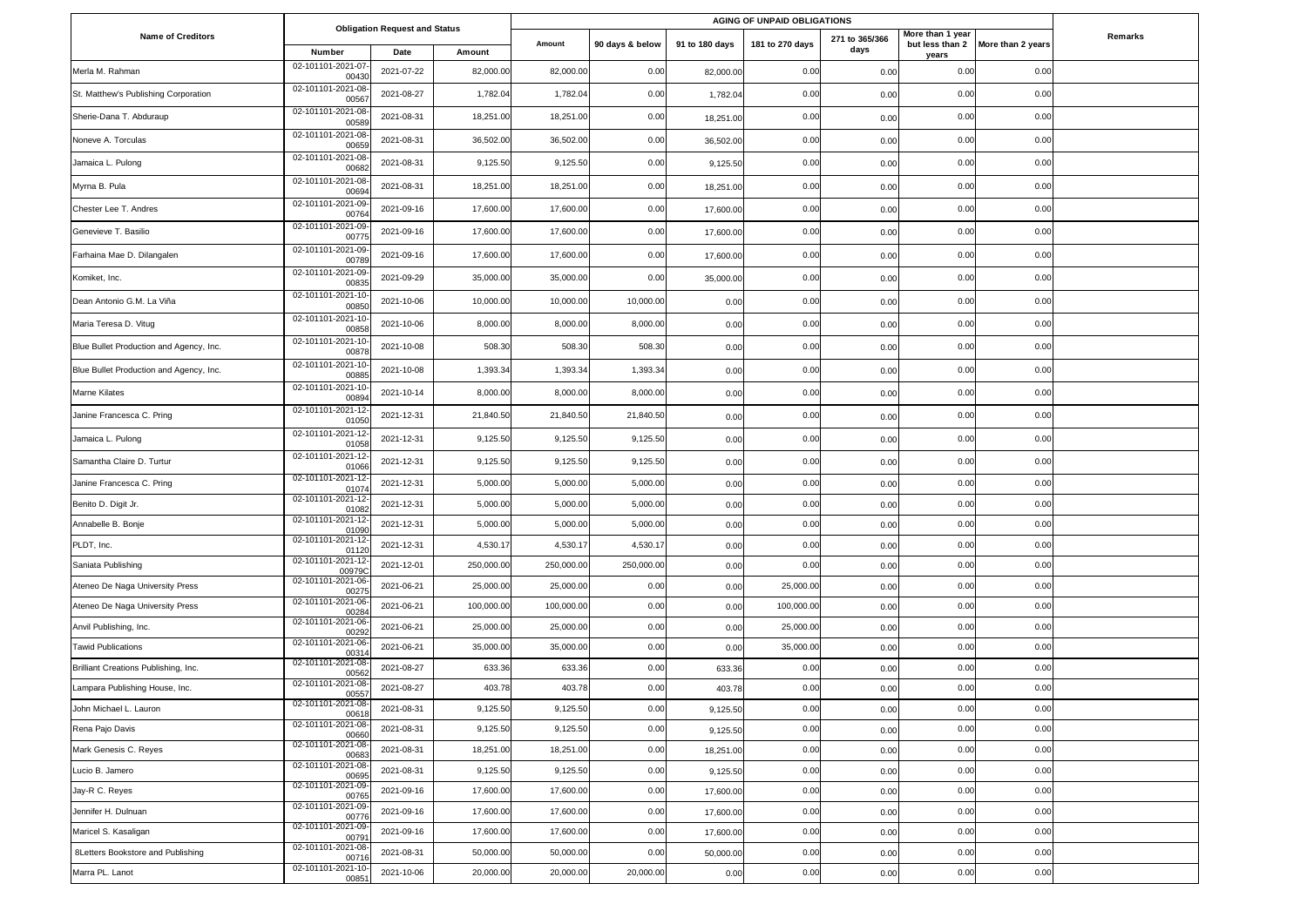| Name of Creditors | Obligation Request and Status | | | AGING OF UNPAID OBLIGATIONS | | | | | | | Remarks |
|---|---|---|---|---|---|---|---|---|---|---|---|
| | Number | Date | Amount | Amount | 90 days & below | 91 to 180 days | 181 to 270 days | 271 to 365/366 days | More than 1 year but less than 2 years | More than 2 years | |
| Merla M. Rahman | 02-101101-2021-07-00430 | 2021-07-22 | 82,000.00 | 82,000.00 | 0.00 | 82,000.00 | 0.00 | 0.00 | 0.00 | 0.00 | |
| St. Matthew's Publishing Corporation | 02-101101-2021-08-00567 | 2021-08-27 | 1,782.04 | 1,782.04 | 0.00 | 1,782.04 | 0.00 | 0.00 | 0.00 | 0.00 | |
| Sherie-Dana T. Abduraup | 02-101101-2021-08-00589 | 2021-08-31 | 18,251.00 | 18,251.00 | 0.00 | 18,251.00 | 0.00 | 0.00 | 0.00 | 0.00 | |
| Noneve A. Torculas | 02-101101-2021-08-00659 | 2021-08-31 | 36,502.00 | 36,502.00 | 0.00 | 36,502.00 | 0.00 | 0.00 | 0.00 | 0.00 | |
| Jamaica L. Pulong | 02-101101-2021-08-00682 | 2021-08-31 | 9,125.50 | 9,125.50 | 0.00 | 9,125.50 | 0.00 | 0.00 | 0.00 | 0.00 | |
| Myrna B. Pula | 02-101101-2021-08-00694 | 2021-08-31 | 18,251.00 | 18,251.00 | 0.00 | 18,251.00 | 0.00 | 0.00 | 0.00 | 0.00 | |
| Chester Lee T. Andres | 02-101101-2021-09-00764 | 2021-09-16 | 17,600.00 | 17,600.00 | 0.00 | 17,600.00 | 0.00 | 0.00 | 0.00 | 0.00 | |
| Genevieve T. Basilio | 02-101101-2021-09-00775 | 2021-09-16 | 17,600.00 | 17,600.00 | 0.00 | 17,600.00 | 0.00 | 0.00 | 0.00 | 0.00 | |
| Farhaina Mae D. Dilangalen | 02-101101-2021-09-00789 | 2021-09-16 | 17,600.00 | 17,600.00 | 0.00 | 17,600.00 | 0.00 | 0.00 | 0.00 | 0.00 | |
| Komiket, Inc. | 02-101101-2021-09-00835 | 2021-09-29 | 35,000.00 | 35,000.00 | 0.00 | 35,000.00 | 0.00 | 0.00 | 0.00 | 0.00 | |
| Dean Antonio G.M. La Viña | 02-101101-2021-10-00850 | 2021-10-06 | 10,000.00 | 10,000.00 | 10,000.00 | 0.00 | 0.00 | 0.00 | 0.00 | 0.00 | |
| Maria Teresa D. Vitug | 02-101101-2021-10-00858 | 2021-10-06 | 8,000.00 | 8,000.00 | 8,000.00 | 0.00 | 0.00 | 0.00 | 0.00 | 0.00 | |
| Blue Bullet Production and Agency, Inc. | 02-101101-2021-10-00878 | 2021-10-08 | 508.30 | 508.30 | 508.30 | 0.00 | 0.00 | 0.00 | 0.00 | 0.00 | |
| Blue Bullet Production and Agency, Inc. | 02-101101-2021-10-00885 | 2021-10-08 | 1,393.34 | 1,393.34 | 1,393.34 | 0.00 | 0.00 | 0.00 | 0.00 | 0.00 | |
| Marne Kilates | 02-101101-2021-10-00894 | 2021-10-14 | 8,000.00 | 8,000.00 | 8,000.00 | 0.00 | 0.00 | 0.00 | 0.00 | 0.00 | |
| Janine Francesca C. Pring | 02-101101-2021-12-01050 | 2021-12-31 | 21,840.50 | 21,840.50 | 21,840.50 | 0.00 | 0.00 | 0.00 | 0.00 | 0.00 | |
| Jamaica L. Pulong | 02-101101-2021-12-01058 | 2021-12-31 | 9,125.50 | 9,125.50 | 9,125.50 | 0.00 | 0.00 | 0.00 | 0.00 | 0.00 | |
| Samantha Claire D. Turtur | 02-101101-2021-12-01066 | 2021-12-31 | 9,125.50 | 9,125.50 | 9,125.50 | 0.00 | 0.00 | 0.00 | 0.00 | 0.00 | |
| Janine Francesca C. Pring | 02-101101-2021-12-01074 | 2021-12-31 | 5,000.00 | 5,000.00 | 5,000.00 | 0.00 | 0.00 | 0.00 | 0.00 | 0.00 | |
| Benito D. Digit Jr. | 02-101101-2021-12-01082 | 2021-12-31 | 5,000.00 | 5,000.00 | 5,000.00 | 0.00 | 0.00 | 0.00 | 0.00 | 0.00 | |
| Annabelle B. Bonje | 02-101101-2021-12-01090 | 2021-12-31 | 5,000.00 | 5,000.00 | 5,000.00 | 0.00 | 0.00 | 0.00 | 0.00 | 0.00 | |
| PLDT, Inc. | 02-101101-2021-12-01120 | 2021-12-31 | 4,530.17 | 4,530.17 | 4,530.17 | 0.00 | 0.00 | 0.00 | 0.00 | 0.00 | |
| Saniata Publishing | 02-101101-2021-12-00979C | 2021-12-01 | 250,000.00 | 250,000.00 | 250,000.00 | 0.00 | 0.00 | 0.00 | 0.00 | 0.00 | |
| Ateneo De Naga University Press | 02-101101-2021-06-00275 | 2021-06-21 | 25,000.00 | 25,000.00 | 0.00 | 0.00 | 25,000.00 | 0.00 | 0.00 | 0.00 | |
| Ateneo De Naga University Press | 02-101101-2021-06-00284 | 2021-06-21 | 100,000.00 | 100,000.00 | 0.00 | 0.00 | 100,000.00 | 0.00 | 0.00 | 0.00 | |
| Anvil Publishing, Inc. | 02-101101-2021-06-00292 | 2021-06-21 | 25,000.00 | 25,000.00 | 0.00 | 0.00 | 25,000.00 | 0.00 | 0.00 | 0.00 | |
| Tawid Publications | 02-101101-2021-06-00314 | 2021-06-21 | 35,000.00 | 35,000.00 | 0.00 | 0.00 | 35,000.00 | 0.00 | 0.00 | 0.00 | |
| Brilliant Creations Publishing, Inc. | 02-101101-2021-08-00562 | 2021-08-27 | 633.36 | 633.36 | 0.00 | 633.36 | 0.00 | 0.00 | 0.00 | 0.00 | |
| Lampara Publishing House, Inc. | 02-101101-2021-08-00557 | 2021-08-27 | 403.78 | 403.78 | 0.00 | 403.78 | 0.00 | 0.00 | 0.00 | 0.00 | |
| John Michael L. Lauron | 02-101101-2021-08-00618 | 2021-08-31 | 9,125.50 | 9,125.50 | 0.00 | 9,125.50 | 0.00 | 0.00 | 0.00 | 0.00 | |
| Rena Pajo Davis | 02-101101-2021-08-00660 | 2021-08-31 | 9,125.50 | 9,125.50 | 0.00 | 9,125.50 | 0.00 | 0.00 | 0.00 | 0.00 | |
| Mark Genesis C. Reyes | 02-101101-2021-08-00683 | 2021-08-31 | 18,251.00 | 18,251.00 | 0.00 | 18,251.00 | 0.00 | 0.00 | 0.00 | 0.00 | |
| Lucio B. Jamero | 02-101101-2021-08-00695 | 2021-08-31 | 9,125.50 | 9,125.50 | 0.00 | 9,125.50 | 0.00 | 0.00 | 0.00 | 0.00 | |
| Jay-R C. Reyes | 02-101101-2021-09-00765 | 2021-09-16 | 17,600.00 | 17,600.00 | 0.00 | 17,600.00 | 0.00 | 0.00 | 0.00 | 0.00 | |
| Jennifer H. Dulnuan | 02-101101-2021-09-00776 | 2021-09-16 | 17,600.00 | 17,600.00 | 0.00 | 17,600.00 | 0.00 | 0.00 | 0.00 | 0.00 | |
| Maricel S. Kasaligan | 02-101101-2021-09-00791 | 2021-09-16 | 17,600.00 | 17,600.00 | 0.00 | 17,600.00 | 0.00 | 0.00 | 0.00 | 0.00 | |
| 8Letters Bookstore and Publishing | 02-101101-2021-08-00716 | 2021-08-31 | 50,000.00 | 50,000.00 | 0.00 | 50,000.00 | 0.00 | 0.00 | 0.00 | 0.00 | |
| Marra PL. Lanot | 02-101101-2021-10-00851 | 2021-10-06 | 20,000.00 | 20,000.00 | 20,000.00 | 0.00 | 0.00 | 0.00 | 0.00 | 0.00 | |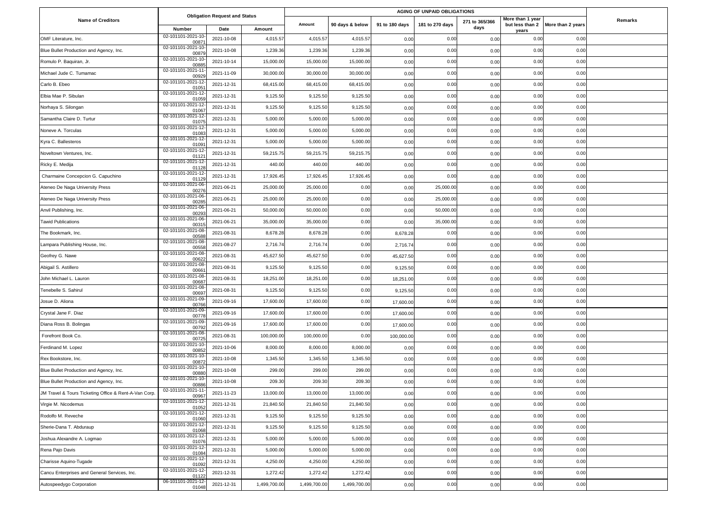| Name of Creditors | Obligation Request and Status | | | AGING OF UNPAID OBLIGATIONS | | | | | | | | Remarks |
|---|---|---|---|---|---|---|---|---|---|---|---|---|
| | Number | Date | Amount | Amount | 90 days & below | 91 to 180 days | 181 to 270 days | 271 to 365/366 days | More than 1 year but less than 2 years | More than 2 years | | |
| OMF Literature, Inc. | 02-101101-2021-10-00871 | 2021-10-08 | 4,015.57 | 4,015.57 | 4,015.57 | 0.00 | 0.00 | 0.00 | 0.00 | 0.00 | | |
| Blue Bullet Production and Agency, Inc. | 02-101101-2021-10-00879 | 2021-10-08 | 1,239.36 | 1,239.36 | 1,239.36 | 0.00 | 0.00 | 0.00 | 0.00 | 0.00 | | |
| Romulo P. Baquiran, Jr. | 02-101101-2021-10-00885 | 2021-10-14 | 15,000.00 | 15,000.00 | 15,000.00 | 0.00 | 0.00 | 0.00 | 0.00 | 0.00 | | |
| Michael Jude C. Tumamac | 02-101101-2021-11-00929 | 2021-11-09 | 30,000.00 | 30,000.00 | 30,000.00 | 0.00 | 0.00 | 0.00 | 0.00 | 0.00 | | |
| Carlo B. Ebeo | 02-101101-2021-12-01051 | 2021-12-31 | 68,415.00 | 68,415.00 | 68,415.00 | 0.00 | 0.00 | 0.00 | 0.00 | 0.00 | | |
| Elbia Mae P. Sibulan | 02-101101-2021-12-01059 | 2021-12-31 | 9,125.50 | 9,125.50 | 9,125.50 | 0.00 | 0.00 | 0.00 | 0.00 | 0.00 | | |
| Norhaya S. Silongan | 02-101101-2021-12-01067 | 2021-12-31 | 9,125.50 | 9,125.50 | 9,125.50 | 0.00 | 0.00 | 0.00 | 0.00 | 0.00 | | |
| Samantha Claire D. Turtur | 02-101101-2021-12-01075 | 2021-12-31 | 5,000.00 | 5,000.00 | 5,000.00 | 0.00 | 0.00 | 0.00 | 0.00 | 0.00 | | |
| Noneve A. Torculas | 02-101101-2021-12-01083 | 2021-12-31 | 5,000.00 | 5,000.00 | 5,000.00 | 0.00 | 0.00 | 0.00 | 0.00 | 0.00 | | |
| Kyra C. Ballesteros | 02-101101-2021-12-01091 | 2021-12-31 | 5,000.00 | 5,000.00 | 5,000.00 | 0.00 | 0.00 | 0.00 | 0.00 | 0.00 | | |
| Noveltown Ventures, Inc. | 02-101101-2021-12-01121 | 2021-12-31 | 59,215.75 | 59,215.75 | 59,215.75 | 0.00 | 0.00 | 0.00 | 0.00 | 0.00 | | |
| Ricky E. Medija | 02-101101-2021-12-01128 | 2021-12-31 | 440.00 | 440.00 | 440.00 | 0.00 | 0.00 | 0.00 | 0.00 | 0.00 | | |
| Charmaine Concepcion G. Capuchino | 02-101101-2021-12-01129 | 2021-12-31 | 17,926.45 | 17,926.45 | 17,926.45 | 0.00 | 0.00 | 0.00 | 0.00 | 0.00 | | |
| Ateneo De Naga University Press | 02-101101-2021-06-00276 | 2021-06-21 | 25,000.00 | 25,000.00 | 0.00 | 0.00 | 25,000.00 | 0.00 | 0.00 | 0.00 | | |
| Ateneo De Naga University Press | 02-101101-2021-06-00285 | 2021-06-21 | 25,000.00 | 25,000.00 | 0.00 | 0.00 | 25,000.00 | 0.00 | 0.00 | 0.00 | | |
| Anvil Publishing, Inc. | 02-101101-2021-06-00293 | 2021-06-21 | 50,000.00 | 50,000.00 | 0.00 | 0.00 | 50,000.00 | 0.00 | 0.00 | 0.00 | | |
| Tawid Publications | 02-101101-2021-06-00315 | 2021-06-21 | 35,000.00 | 35,000.00 | 0.00 | 0.00 | 35,000.00 | 0.00 | 0.00 | 0.00 | | |
| The Bookmark, Inc. | 02-101101-2021-08-00588 | 2021-08-31 | 8,678.28 | 8,678.28 | 0.00 | 8,678.28 | 0.00 | 0.00 | 0.00 | 0.00 | | |
| Lampara Publishing House, Inc. | 02-101101-2021-08-00558 | 2021-08-27 | 2,716.74 | 2,716.74 | 0.00 | 2,716.74 | 0.00 | 0.00 | 0.00 | 0.00 | | |
| Geofrey G. Nawe | 02-101101-2021-08-00622 | 2021-08-31 | 45,627.50 | 45,627.50 | 0.00 | 45,627.50 | 0.00 | 0.00 | 0.00 | 0.00 | | |
| Abigail S. Astillero | 02-101101-2021-08-00661 | 2021-08-31 | 9,125.50 | 9,125.50 | 0.00 | 9,125.50 | 0.00 | 0.00 | 0.00 | 0.00 | | |
| John Michael L. Lauron | 02-101101-2021-08-00687 | 2021-08-31 | 18,251.00 | 18,251.00 | 0.00 | 18,251.00 | 0.00 | 0.00 | 0.00 | 0.00 | | |
| Tenebelle S. Sahirul | 02-101101-2021-08-00697 | 2021-08-31 | 9,125.50 | 9,125.50 | 0.00 | 9,125.50 | 0.00 | 0.00 | 0.00 | 0.00 | | |
| Josue D. Aliona | 02-101101-2021-09-00766 | 2021-09-16 | 17,600.00 | 17,600.00 | 0.00 | 17,600.00 | 0.00 | 0.00 | 0.00 | 0.00 | | |
| Crystal Jane F. Diaz | 02-101101-2021-09-00778 | 2021-09-16 | 17,600.00 | 17,600.00 | 0.00 | 17,600.00 | 0.00 | 0.00 | 0.00 | 0.00 | | |
| Diana Ross B. Bolingas | 02-101101-2021-09-00792 | 2021-09-16 | 17,600.00 | 17,600.00 | 0.00 | 17,600.00 | 0.00 | 0.00 | 0.00 | 0.00 | | |
| Forefront Book Co. | 02-101101-2021-08-00725 | 2021-08-31 | 100,000.00 | 100,000.00 | 0.00 | 100,000.00 | 0.00 | 0.00 | 0.00 | 0.00 | | |
| Ferdinand M. Lopez | 02-101101-2021-10-00852 | 2021-10-06 | 8,000.00 | 8,000.00 | 8,000.00 | 0.00 | 0.00 | 0.00 | 0.00 | 0.00 | | |
| Rex Bookstore, Inc. | 02-101101-2021-10-00872 | 2021-10-08 | 1,345.50 | 1,345.50 | 1,345.50 | 0.00 | 0.00 | 0.00 | 0.00 | 0.00 | | |
| Blue Bullet Production and Agency, Inc. | 02-101101-2021-10-00880 | 2021-10-08 | 299.00 | 299.00 | 299.00 | 0.00 | 0.00 | 0.00 | 0.00 | 0.00 | | |
| Blue Bullet Production and Agency, Inc. | 02-101101-2021-10-00886 | 2021-10-08 | 209.30 | 209.30 | 209.30 | 0.00 | 0.00 | 0.00 | 0.00 | 0.00 | | |
| JM Travel & Tours Ticketing Office & Rent-A-Van Corp. | 02-101101-2021-11-00967 | 2021-11-23 | 13,000.00 | 13,000.00 | 13,000.00 | 0.00 | 0.00 | 0.00 | 0.00 | 0.00 | | |
| Virgie M. Nicodemus | 02-101101-2021-12-01052 | 2021-12-31 | 21,840.50 | 21,840.50 | 21,840.50 | 0.00 | 0.00 | 0.00 | 0.00 | 0.00 | | |
| Rodolfo M. Reveche | 02-101101-2021-12-01060 | 2021-12-31 | 9,125.50 | 9,125.50 | 9,125.50 | 0.00 | 0.00 | 0.00 | 0.00 | 0.00 | | |
| Sherie-Dana T. Abduraup | 02-101101-2021-12-01068 | 2021-12-31 | 9,125.50 | 9,125.50 | 9,125.50 | 0.00 | 0.00 | 0.00 | 0.00 | 0.00 | | |
| Joshua Alexandre A. Logmao | 02-101101-2021-12-01076 | 2021-12-31 | 5,000.00 | 5,000.00 | 5,000.00 | 0.00 | 0.00 | 0.00 | 0.00 | 0.00 | | |
| Rena Pajo Davis | 02-101101-2021-12-01084 | 2021-12-31 | 5,000.00 | 5,000.00 | 5,000.00 | 0.00 | 0.00 | 0.00 | 0.00 | 0.00 | | |
| Charisse Aquino-Tugade | 02-101101-2021-12-01092 | 2021-12-31 | 4,250.00 | 4,250.00 | 4,250.00 | 0.00 | 0.00 | 0.00 | 0.00 | 0.00 | | |
| Cancu Enterprises and General Services, Inc. | 02-101101-2021-12-01122 | 2021-12-31 | 1,272.42 | 1,272.42 | 1,272.42 | 0.00 | 0.00 | 0.00 | 0.00 | 0.00 | | |
| Autospeedygo Corporation | 06-101101-2021-12-01048 | 2021-12-31 | 1,499,700.00 | 1,499,700.00 | 1,499,700.00 | 0.00 | 0.00 | 0.00 | 0.00 | 0.00 | | |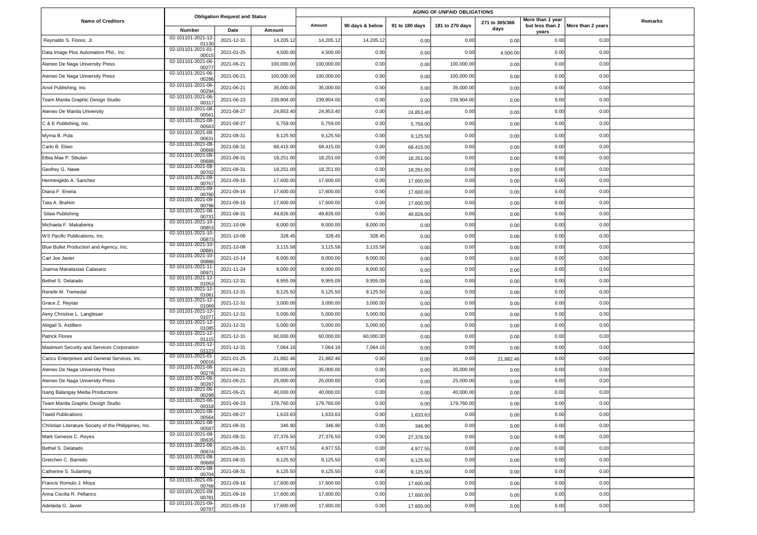| Name of Creditors | Obligation Request and Status | | | AGING OF UNPAID OBLIGATIONS | | | | | | | | Remarks |
|---|---|---|---|---|---|---|---|---|---|---|---|---|
| | Number | Date | Amount | Amount | 90 days & below | 91 to 180 days | 181 to 270 days | 271 to 365/366 days | More than 1 year but less than 2 years | More than 2 years | | |
| Reynaldo S. Flores, Jr. | 02-101101-2021-12-01130 | 2021-12-31 | 14,205.12 | 14,205.12 | 14,205.12 | 0.00 | 0.00 | 0.00 | 0.00 | 0.00 | | |
| Data Image Plus Automation Phil., Inc. | 02-101101-2021-01-00015 | 2021-01-25 | 4,500.00 | 4,500.00 | 0.00 | 0.00 | 0.00 | 4,500.00 | 0.00 | 0.00 | | |
| Ateneo De Naga University Press | 02-101101-2021-06-00277 | 2021-06-21 | 100,000.00 | 100,000.00 | 0.00 | 0.00 | 100,000.00 | 0.00 | 0.00 | 0.00 | | |
| Ateneo De Naga University Press | 02-101101-2021-06-00286 | 2021-06-21 | 100,000.00 | 100,000.00 | 0.00 | 0.00 | 100,000.00 | 0.00 | 0.00 | 0.00 | | |
| Anvil Publishing, Inc. | 02-101101-2021-06-00294 | 2021-06-21 | 35,000.00 | 35,000.00 | 0.00 | 0.00 | 35,000.00 | 0.00 | 0.00 | 0.00 | | |
| Team Manila Graphic Design Studio | 02-101101-2021-06-00317 | 2021-06-23 | 239,904.00 | 239,904.00 | 0.00 | 0.00 | 239,904.00 | 0.00 | 0.00 | 0.00 | | |
| Ateneo De Manila University | 02-101101-2021-08-00561 | 2021-08-27 | 24,853.40 | 24,853.40 | 0.00 | 24,853.40 | 0.00 | 0.00 | 0.00 | 0.00 | | |
| C & E Publishing, Inc. | 02-101101-2021-08-00563 | 2021-08-27 | 5,759.00 | 5,759.00 | 0.00 | 5,759.00 | 0.00 | 0.00 | 0.00 | 0.00 | | |
| Myrna B. Pula | 02-101101-2021-08-00631 | 2021-08-31 | 9,125.50 | 9,125.50 | 0.00 | 9,125.50 | 0.00 | 0.00 | 0.00 | 0.00 | | |
| Carlo B. Ebeo | 02-101101-2021-08-00668 | 2021-08-31 | 68,415.00 | 68,415.00 | 0.00 | 68,415.00 | 0.00 | 0.00 | 0.00 | 0.00 | | |
| Elbia Mae P. Sibulan | 02-101101-2021-08-00688 | 2021-08-31 | 18,251.00 | 18,251.00 | 0.00 | 18,251.00 | 0.00 | 0.00 | 0.00 | 0.00 | | |
| Geofrey G. Nawe | 02-101101-2021-08-00702 | 2021-08-31 | 18,251.00 | 18,251.00 | 0.00 | 18,251.00 | 0.00 | 0.00 | 0.00 | 0.00 | | |
| Herminigildo A. Sanchez | 02-101101-2021-09-00767 | 2021-09-16 | 17,600.00 | 17,600.00 | 0.00 | 17,600.00 | 0.00 | 0.00 | 0.00 | 0.00 | | |
| Diana F. Eneria | 02-101101-2021-09-00780 | 2021-09-16 | 17,600.00 | 17,600.00 | 0.00 | 17,600.00 | 0.00 | 0.00 | 0.00 | 0.00 | | |
| Tata A. Brahim | 02-101101-2021-09-00796 | 2021-09-16 | 17,600.00 | 17,600.00 | 0.00 | 17,600.00 | 0.00 | 0.00 | 0.00 | 0.00 | | |
| Silaw Publishing | 02-101101-2021-08-00731 | 2021-08-31 | 49,826.00 | 49,826.00 | 0.00 | 49,826.00 | 0.00 | 0.00 | 0.00 | 0.00 | | |
| Michaela F. Makabenta | 02-101101-2021-10-00853 | 2021-10-06 | 8,000.00 | 8,000.00 | 8,000.00 | 0.00 | 0.00 | 0.00 | 0.00 | 0.00 | | |
| WS Pacific Publications, Inc. | 02-101101-2021-10-00873 | 2021-10-08 | 328.45 | 328.45 | 328.45 | 0.00 | 0.00 | 0.00 | 0.00 | 0.00 | | |
| Blue Bullet Production and Agency, Inc. | 02-101101-2021-10-00881 | 2021-10-08 | 3,115.58 | 3,115.58 | 3,115.58 | 0.00 | 0.00 | 0.00 | 0.00 | 0.00 | | |
| Carl Joe Javier | 02-101101-2021-10-00886 | 2021-10-14 | 8,000.00 | 8,000.00 | 8,000.00 | 0.00 | 0.00 | 0.00 | 0.00 | 0.00 | | |
| Joanna Manalastas Calasanz | 02-101101-2021-11-00971 | 2021-11-24 | 8,000.00 | 8,000.00 | 8,000.00 | 0.00 | 0.00 | 0.00 | 0.00 | 0.00 | | |
| Bethel S. Delatado | 02-101101-2021-12-01053 | 2021-12-31 | 9,955.09 | 9,955.09 | 9,955.09 | 0.00 | 0.00 | 0.00 | 0.00 | 0.00 | | |
| Renefe M. Tremedal | 02-101101-2021-12-01061 | 2021-12-31 | 9,125.50 | 9,125.50 | 9,125.50 | 0.00 | 0.00 | 0.00 | 0.00 | 0.00 | | |
| Grace Z. Reytas | 02-101101-2021-12-01069 | 2021-12-31 | 3,000.00 | 3,000.00 | 3,000.00 | 0.00 | 0.00 | 0.00 | 0.00 | 0.00 | | |
| Aimy Christine L. Langbisan | 02-101101-2021-12-01077 | 2021-12-31 | 5,000.00 | 5,000.00 | 5,000.00 | 0.00 | 0.00 | 0.00 | 0.00 | 0.00 | | |
| Abigail S. Astillero | 02-101101-2021-12-01085 | 2021-12-31 | 5,000.00 | 5,000.00 | 5,000.00 | 0.00 | 0.00 | 0.00 | 0.00 | 0.00 | | |
| Patrick Flores | 02-101101-2021-12-01115 | 2021-12-31 | 60,000.00 | 60,000.00 | 60,000.00 | 0.00 | 0.00 | 0.00 | 0.00 | 0.00 | | |
| Maximum Security and Services Corporation | 02-101101-2021-12-01123 | 2021-12-31 | 7,064.16 | 7,064.16 | 7,064.16 | 0.00 | 0.00 | 0.00 | 0.00 | 0.00 | | |
| Cancu Enterprises and General Services, Inc. | 02-101101-2021-01-00016 | 2021-01-25 | 21,882.46 | 21,882.46 | 0.00 | 0.00 | 0.00 | 21,882.46 | 0.00 | 0.00 | | |
| Ateneo De Naga University Press | 02-101101-2021-06-00278 | 2021-06-21 | 35,000.00 | 35,000.00 | 0.00 | 0.00 | 35,000.00 | 0.00 | 0.00 | 0.00 | | |
| Ateneo De Naga University Press | 02-101101-2021-06-00287 | 2021-06-21 | 25,000.00 | 25,000.00 | 0.00 | 0.00 | 25,000.00 | 0.00 | 0.00 | 0.00 | | |
| Isang Balangay Media Productions | 02-101101-2021-06-00298 | 2021-06-21 | 40,000.00 | 40,000.00 | 0.00 | 0.00 | 40,000.00 | 0.00 | 0.00 | 0.00 | | |
| Team Manila Graphic Design Studio | 02-101101-2021-06-00318 | 2021-06-23 | 179,760.00 | 179,760.00 | 0.00 | 0.00 | 179,760.00 | 0.00 | 0.00 | 0.00 | | |
| Tawid Publications | 02-101101-2021-08-00564 | 2021-08-27 | 1,633.63 | 1,633.63 | 0.00 | 1,633.63 | 0.00 | 0.00 | 0.00 | 0.00 | | |
| Christian Literature Society of the Philippines, Inc. | 02-101101-2021-08-00587 | 2021-08-31 | 346.90 | 346.90 | 0.00 | 346.90 | 0.00 | 0.00 | 0.00 | 0.00 | | |
| Mark Genesis C. Reyes | 02-101101-2021-08-00635 | 2021-08-31 | 27,376.50 | 27,376.50 | 0.00 | 27,376.50 | 0.00 | 0.00 | 0.00 | 0.00 | | |
| Bethel S. Delatado | 02-101101-2021-08-00674 | 2021-08-31 | 4,977.55 | 4,977.55 | 0.00 | 4,977.55 | 0.00 | 0.00 | 0.00 | 0.00 | | |
| Gretchen C. Barredo | 02-101101-2021-08-00689 | 2021-08-31 | 9,125.50 | 9,125.50 | 0.00 | 9,125.50 | 0.00 | 0.00 | 0.00 | 0.00 | | |
| Catherine S. Sulanting | 02-101101-2021-08-00704 | 2021-08-31 | 9,125.50 | 9,125.50 | 0.00 | 9,125.50 | 0.00 | 0.00 | 0.00 | 0.00 | | |
| Francis Romulo J. Moya | 02-101101-2021-09-00768 | 2021-09-16 | 17,600.00 | 17,600.00 | 0.00 | 17,600.00 | 0.00 | 0.00 | 0.00 | 0.00 | | |
| Anna Cecilia R. Pefianco | 02-101101-2021-09-00781 | 2021-09-16 | 17,600.00 | 17,600.00 | 0.00 | 17,600.00 | 0.00 | 0.00 | 0.00 | 0.00 | | |
| Adelaida G. Javier | 02-101101-2021-09-00797 | 2021-09-16 | 17,600.00 | 17,600.00 | 0.00 | 17,600.00 | 0.00 | 0.00 | 0.00 | 0.00 | | |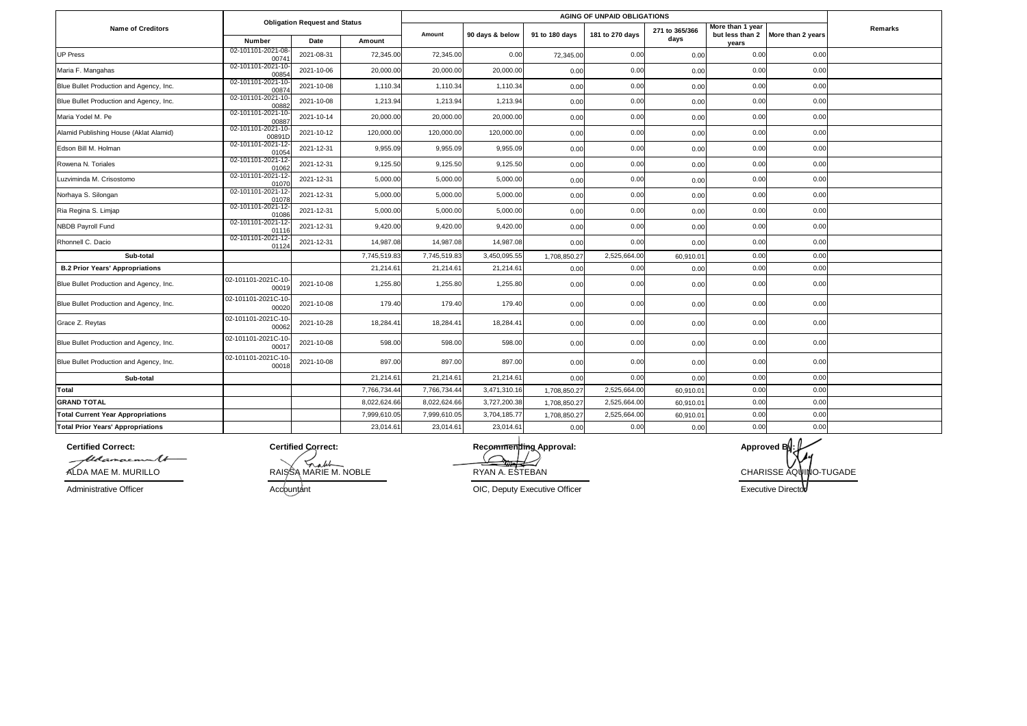| Name of Creditors | Obligation Request and Status | | | AGING OF UNPAID OBLIGATIONS | | | | | | | | Remarks |
|---|---|---|---|---|---|---|---|---|---|---|---|---|
| | Number | Date | Amount | Amount | 90 days & below | 91 to 180 days | 181 to 270 days | 271 to 365/366 days | More than 1 year but less than 2 years | More than 2 years | | |
| UP Press | 02-101101-2021-08-00741 | 2021-08-31 | 72,345.00 | 72,345.00 | 0.00 | 72,345.00 | 0.00 | 0.00 | 0.00 | 0.00 | | |
| Maria F. Mangahas | 02-101101-2021-10-00854 | 2021-10-06 | 20,000.00 | 20,000.00 | 20,000.00 | 0.00 | 0.00 | 0.00 | 0.00 | 0.00 | | |
| Blue Bullet Production and Agency, Inc. | 02-101101-2021-10-00874 | 2021-10-08 | 1,110.34 | 1,110.34 | 1,110.34 | 0.00 | 0.00 | 0.00 | 0.00 | 0.00 | | |
| Blue Bullet Production and Agency, Inc. | 02-101101-2021-10-00882 | 2021-10-08 | 1,213.94 | 1,213.94 | 1,213.94 | 0.00 | 0.00 | 0.00 | 0.00 | 0.00 | | |
| Maria Yodel M. Pe | 02-101101-2021-10-00887 | 2021-10-14 | 20,000.00 | 20,000.00 | 20,000.00 | 0.00 | 0.00 | 0.00 | 0.00 | 0.00 | | |
| Alamid Publishing House (Aklat Alamid) | 02-101101-2021-10-00891D | 2021-10-12 | 120,000.00 | 120,000.00 | 120,000.00 | 0.00 | 0.00 | 0.00 | 0.00 | 0.00 | | |
| Edson Bill M. Holman | 02-101101-2021-12-01054 | 2021-12-31 | 9,955.09 | 9,955.09 | 9,955.09 | 0.00 | 0.00 | 0.00 | 0.00 | 0.00 | | |
| Rowena N. Toriales | 02-101101-2021-12-01062 | 2021-12-31 | 9,125.50 | 9,125.50 | 9,125.50 | 0.00 | 0.00 | 0.00 | 0.00 | 0.00 | | |
| Luzviminda M. Crisostomo | 02-101101-2021-12-01070 | 2021-12-31 | 5,000.00 | 5,000.00 | 5,000.00 | 0.00 | 0.00 | 0.00 | 0.00 | 0.00 | | |
| Norhaya S. Silongan | 02-101101-2021-12-01078 | 2021-12-31 | 5,000.00 | 5,000.00 | 5,000.00 | 0.00 | 0.00 | 0.00 | 0.00 | 0.00 | | |
| Ria Regina S. Limjap | 02-101101-2021-12-01086 | 2021-12-31 | 5,000.00 | 5,000.00 | 5,000.00 | 0.00 | 0.00 | 0.00 | 0.00 | 0.00 | | |
| NBDB Payroll Fund | 02-101101-2021-12-01116 | 2021-12-31 | 9,420.00 | 9,420.00 | 9,420.00 | 0.00 | 0.00 | 0.00 | 0.00 | 0.00 | | |
| Rhonnell C. Dacio | 02-101101-2021-12-01124 | 2021-12-31 | 14,987.08 | 14,987.08 | 14,987.08 | 0.00 | 0.00 | 0.00 | 0.00 | 0.00 | | |
| **Sub-total** | | | 7,745,519.83 | 7,745,519.83 | 3,450,095.55 | 1,708,850.27 | 2,525,664.00 | 60,910.01 | 0.00 | 0.00 | | |
| **B.2 Prior Years' Appropriations** | | | 21,214.61 | 21,214.61 | 21,214.61 | 0.00 | 0.00 | 0.00 | 0.00 | 0.00 | | |
| Blue Bullet Production and Agency, Inc. | 02-101101-2021C-10-00019 | 2021-10-08 | 1,255.80 | 1,255.80 | 1,255.80 | 0.00 | 0.00 | 0.00 | 0.00 | 0.00 | | |
| Blue Bullet Production and Agency, Inc. | 02-101101-2021C-10-00020 | 2021-10-08 | 179.40 | 179.40 | 179.40 | 0.00 | 0.00 | 0.00 | 0.00 | 0.00 | | |
| Grace Z. Reytas | 02-101101-2021C-10-00062 | 2021-10-28 | 18,284.41 | 18,284.41 | 18,284.41 | 0.00 | 0.00 | 0.00 | 0.00 | 0.00 | | |
| Blue Bullet Production and Agency, Inc. | 02-101101-2021C-10-00017 | 2021-10-08 | 598.00 | 598.00 | 598.00 | 0.00 | 0.00 | 0.00 | 0.00 | 0.00 | | |
| Blue Bullet Production and Agency, Inc. | 02-101101-2021C-10-00018 | 2021-10-08 | 897.00 | 897.00 | 897.00 | 0.00 | 0.00 | 0.00 | 0.00 | 0.00 | | |
| **Sub-total** | | | 21,214.61 | 21,214.61 | 21,214.61 | 0.00 | 0.00 | 0.00 | 0.00 | 0.00 | | |
| **Total** | | | 7,766,734.44 | 7,766,734.44 | 3,471,310.16 | 1,708,850.27 | 2,525,664.00 | 60,910.01 | 0.00 | 0.00 | | |
| **GRAND TOTAL** | | | 8,022,624.66 | 8,022,624.66 | 3,727,200.38 | 1,708,850.27 | 2,525,664.00 | 60,910.01 | 0.00 | 0.00 | | |
| **Total Current Year Appropriations** | | | 7,999,610.05 | 7,999,610.05 | 3,704,185.77 | 1,708,850.27 | 2,525,664.00 | 60,910.01 | 0.00 | 0.00 | | |
| **Total Prior Years' Appropriations** | | | 23,014.61 | 23,014.61 | 23,014.61 | 0.00 | 0.00 | 0.00 | 0.00 | 0.00 | | |

**Certified Correct:**
ALDA MAE M. MURILLO
Administrative Officer

**Certified Correct:**
RAISSA MARIE M. NOBLE
Accountant

**Recommending Approval:**
RYAN A. ESTEBAN
OIC, Deputy Executive Officer

**Approved By:**
CHARISSE AQUINO-TUGADE
Executive Director